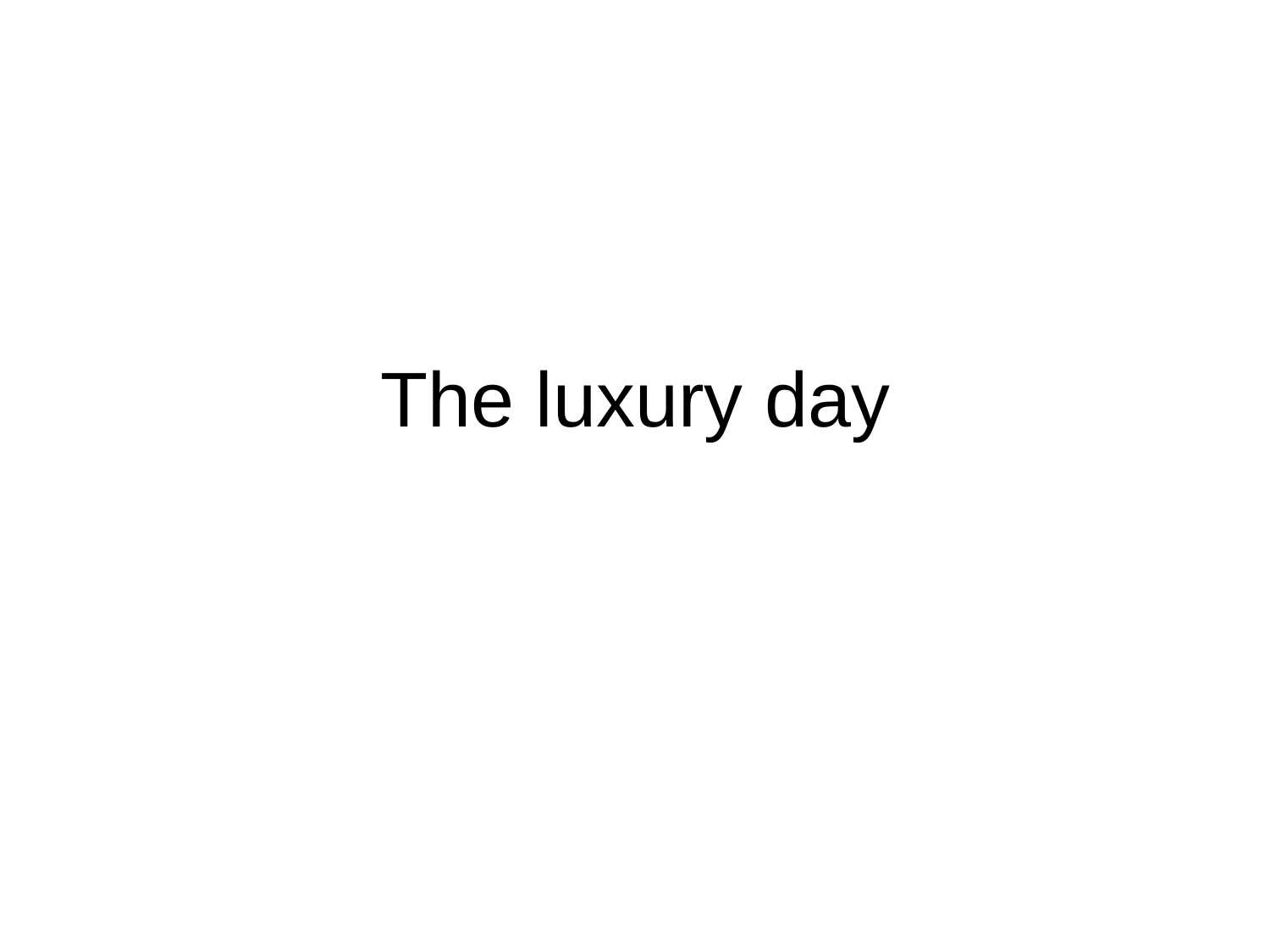# The luxury day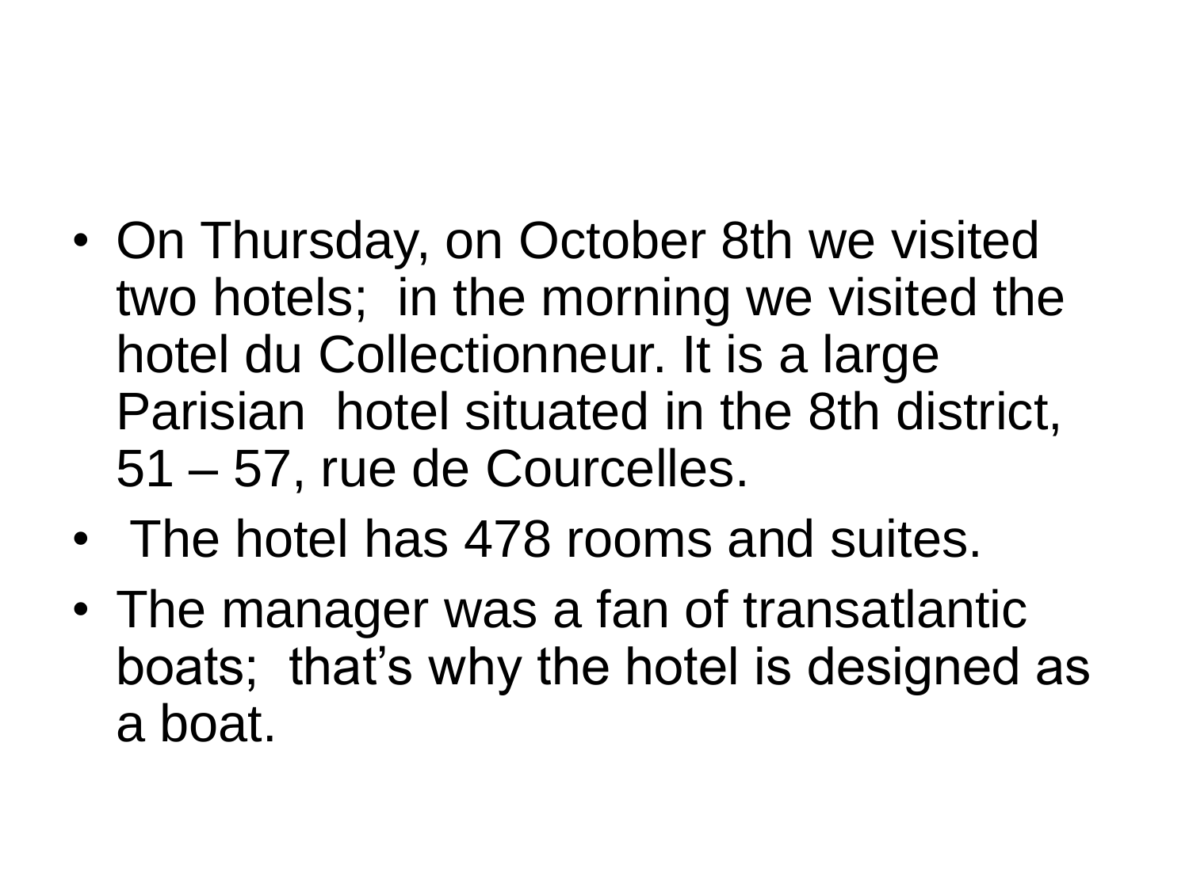- On Thursday, on October 8th we visited two hotels; in the morning we visited the hotel du Collectionneur. It is a large Parisian hotel situated in the 8th district, 51 – 57, rue de Courcelles.
- The hotel has 478 rooms and suites.
- The manager was a fan of transatlantic boats; that's why the hotel is designed as a boat.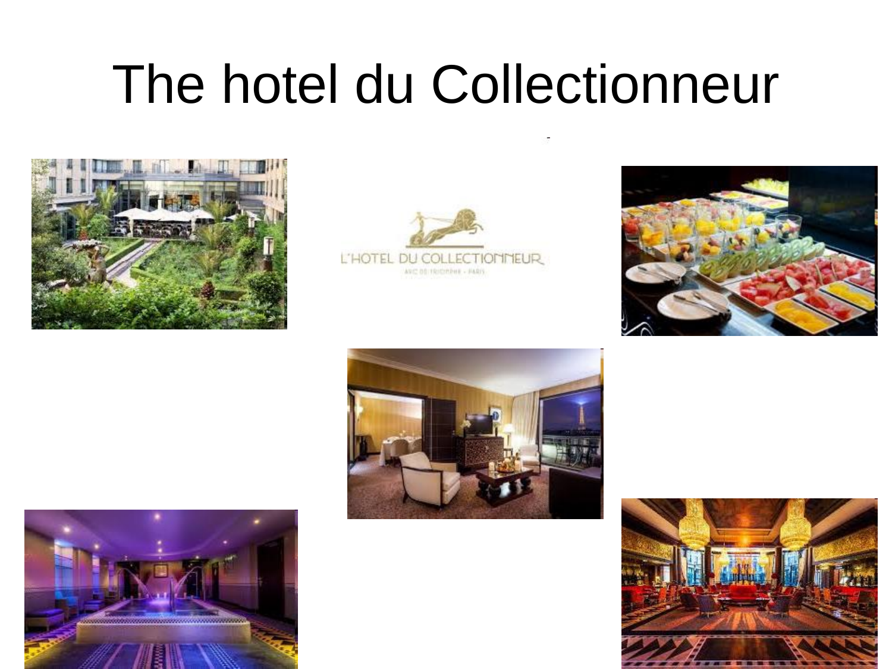# The hotel du Collectionneur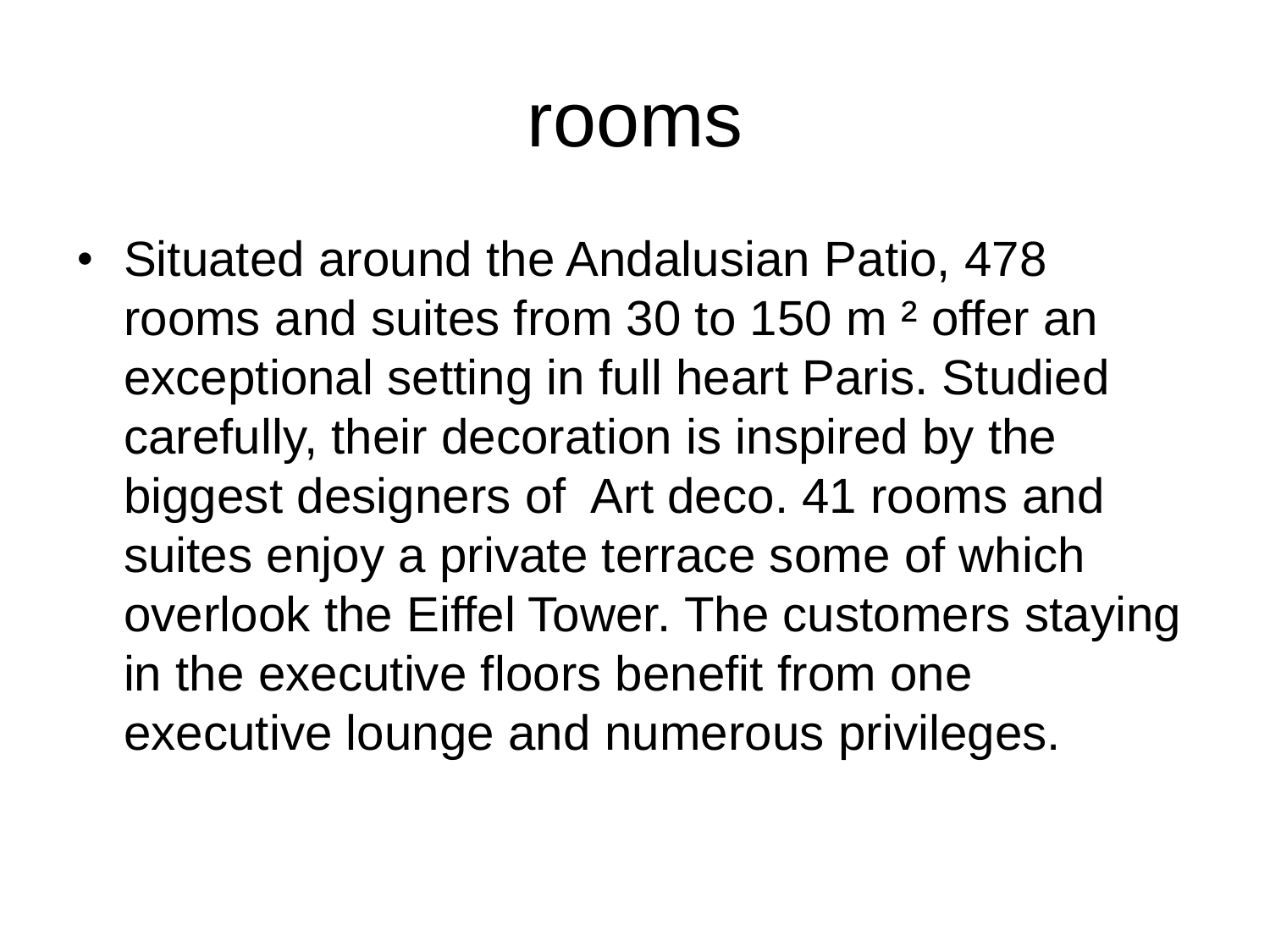# rooms

- Situated around the Andalusian Patio, 478 rooms and suites from 30 to 150 m ² offer an exceptional setting in full heart Paris. Studied carefully, their decoration is inspired by the biggest designers of Art deco. 41 rooms and suites enjoy a private terrace some of which overlook the Eiffel Tower. The customers staying in the executive floors benefit from one executive lounge and numerous privileges.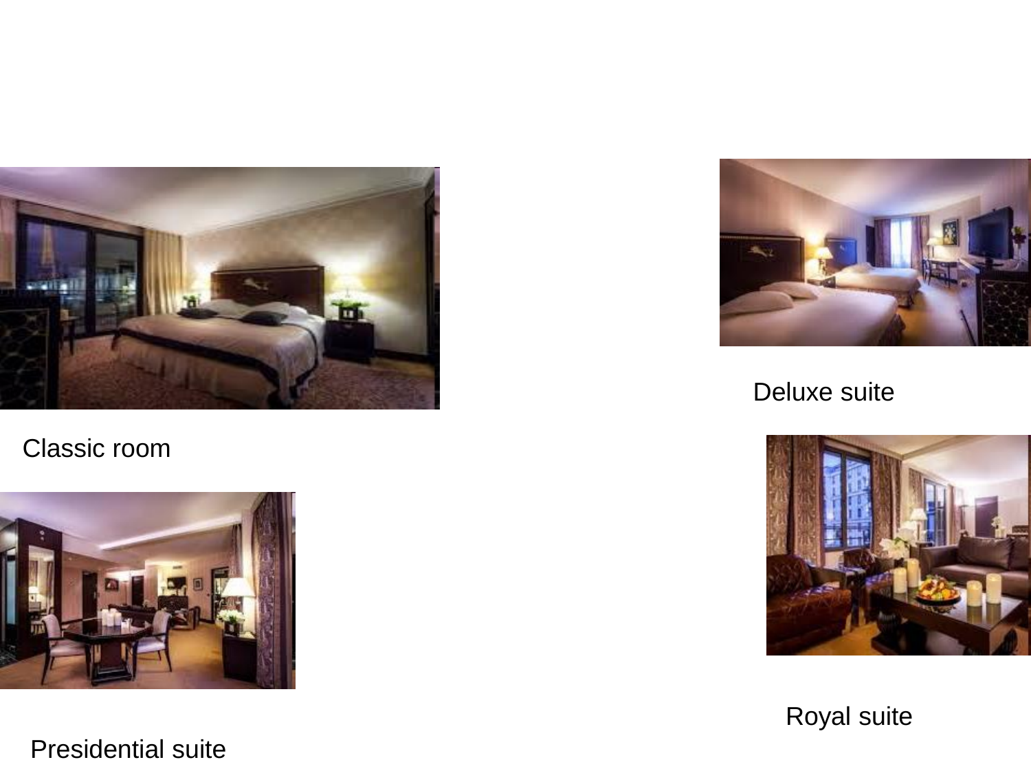Classic room

Deluxe suite

Presidential suite

Royal suite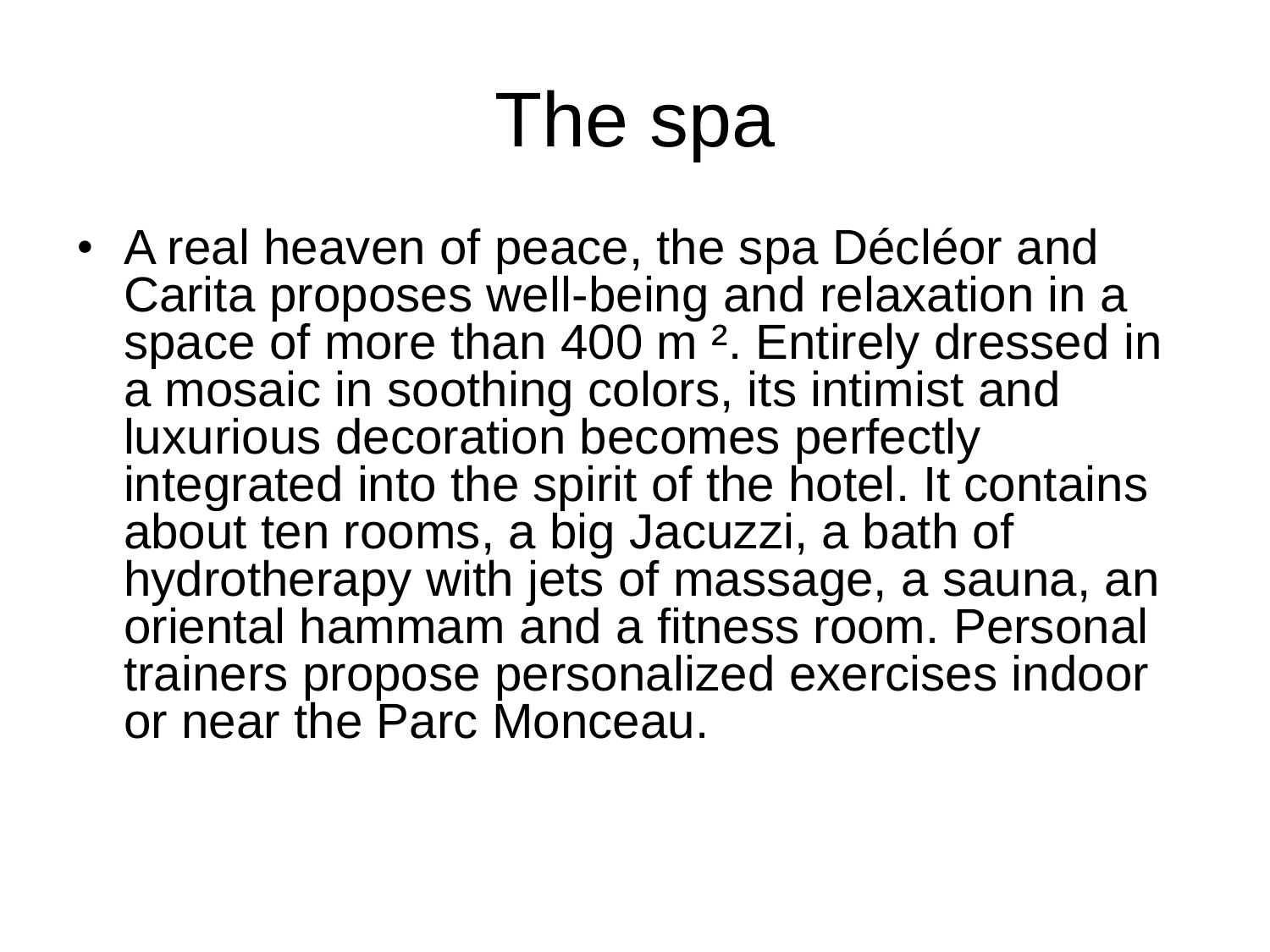# The spa

- A real heaven of peace, the spa Décléor and Carita proposes well-being and relaxation in a space of more than 400 m ². Entirely dressed in a mosaic in soothing colors, its intimist and luxurious decoration becomes perfectly integrated into the spirit of the hotel. It contains about ten rooms, a big Jacuzzi, a bath of hydrotherapy with jets of massage, a sauna, an oriental hammam and a fitness room. Personal trainers propose personalized exercises indoor or near the Parc Monceau.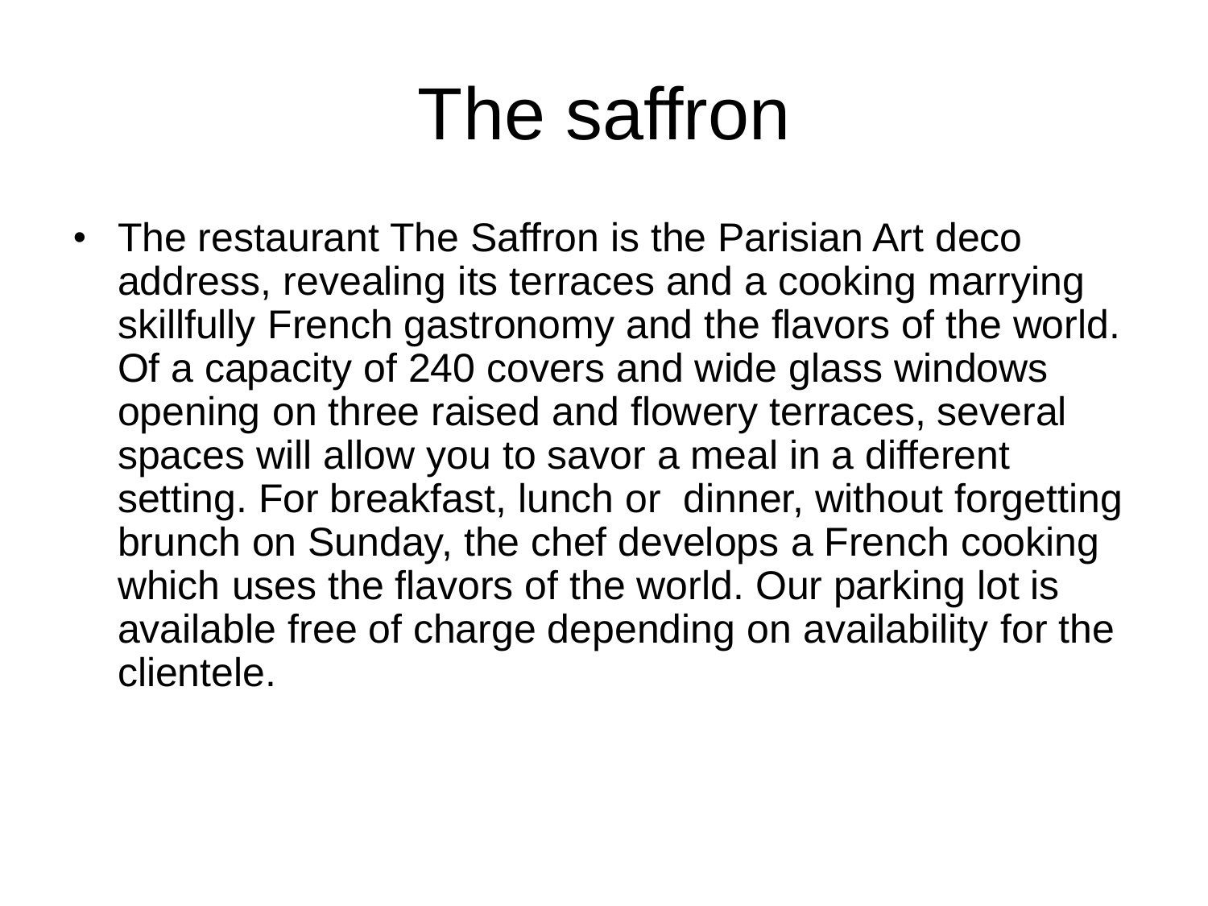# The saffron

- The restaurant The Saffron is the Parisian Art deco address, revealing its terraces and a cooking marrying skillfully French gastronomy and the flavors of the world. Of a capacity of 240 covers and wide glass windows opening on three raised and flowery terraces, several spaces will allow you to savor a meal in a different setting. For breakfast, lunch or dinner, without forgetting brunch on Sunday, the chef develops a French cooking which uses the flavors of the world. Our parking lot is available free of charge depending on availability for the clientele.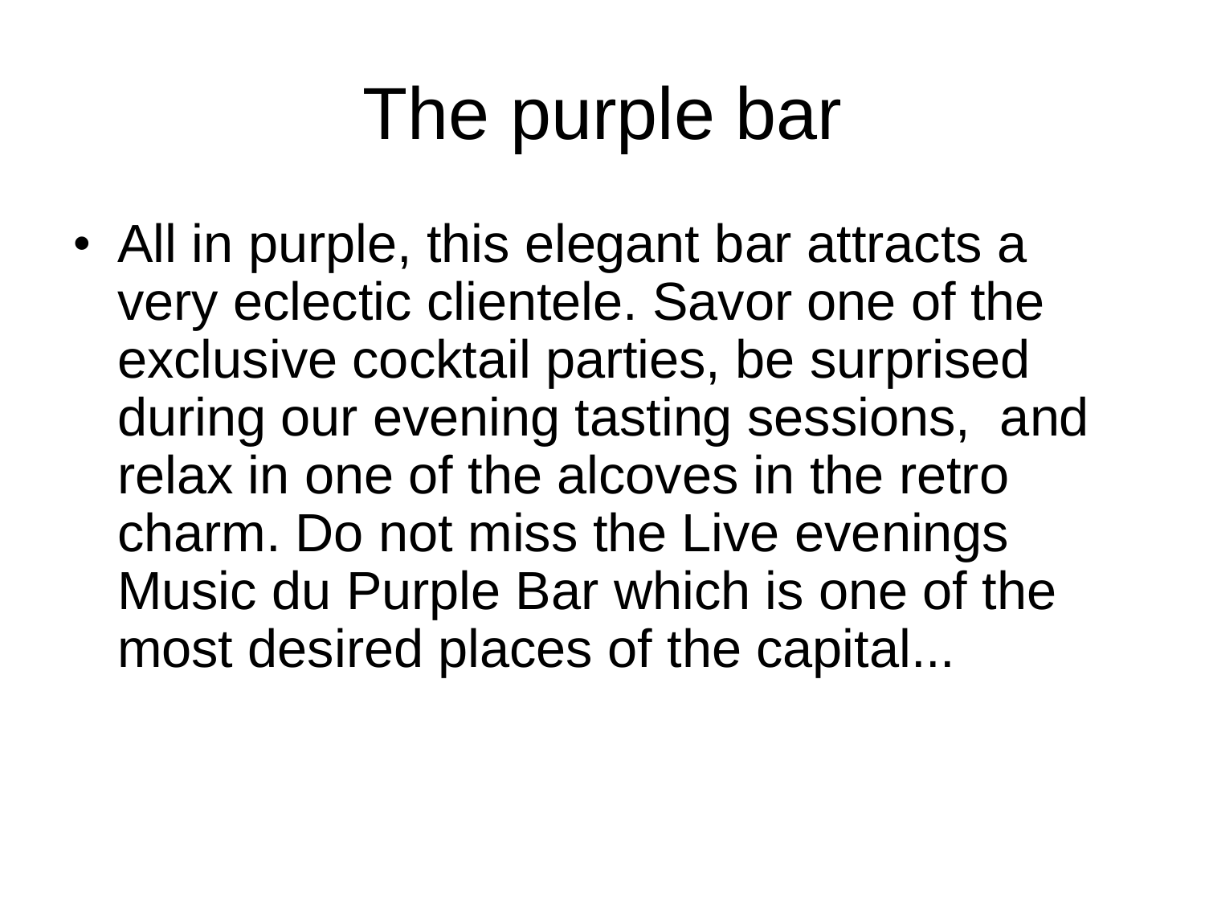# The purple bar

- All in purple, this elegant bar attracts a very eclectic clientele. Savor one of the exclusive cocktail parties, be surprised during our evening tasting sessions,  and relax in one of the alcoves in the retro charm. Do not miss the Live evenings Music du Purple Bar which is one of the most desired places of the capital...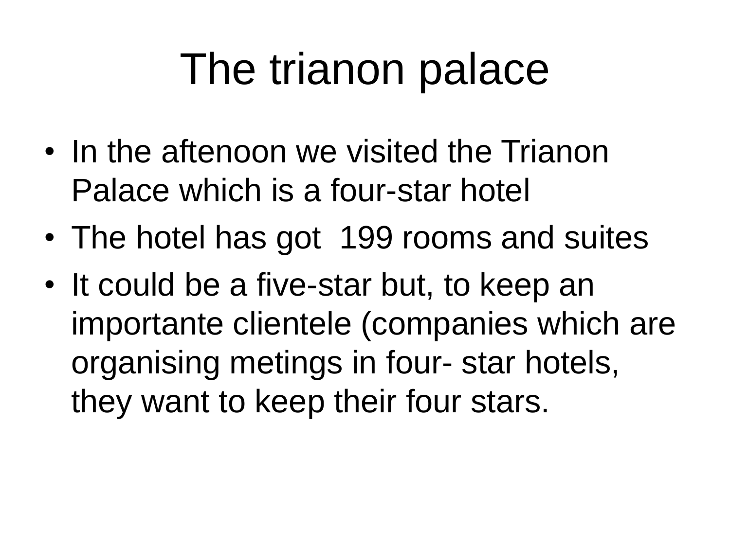# The trianon palace

- In the aftenoon we visited the Trianon Palace which is a four-star hotel
- The hotel has got 199 rooms and suites
- It could be a five-star but, to keep an importante clientele (companies which are organising metings in four- star hotels, they want to keep their four stars.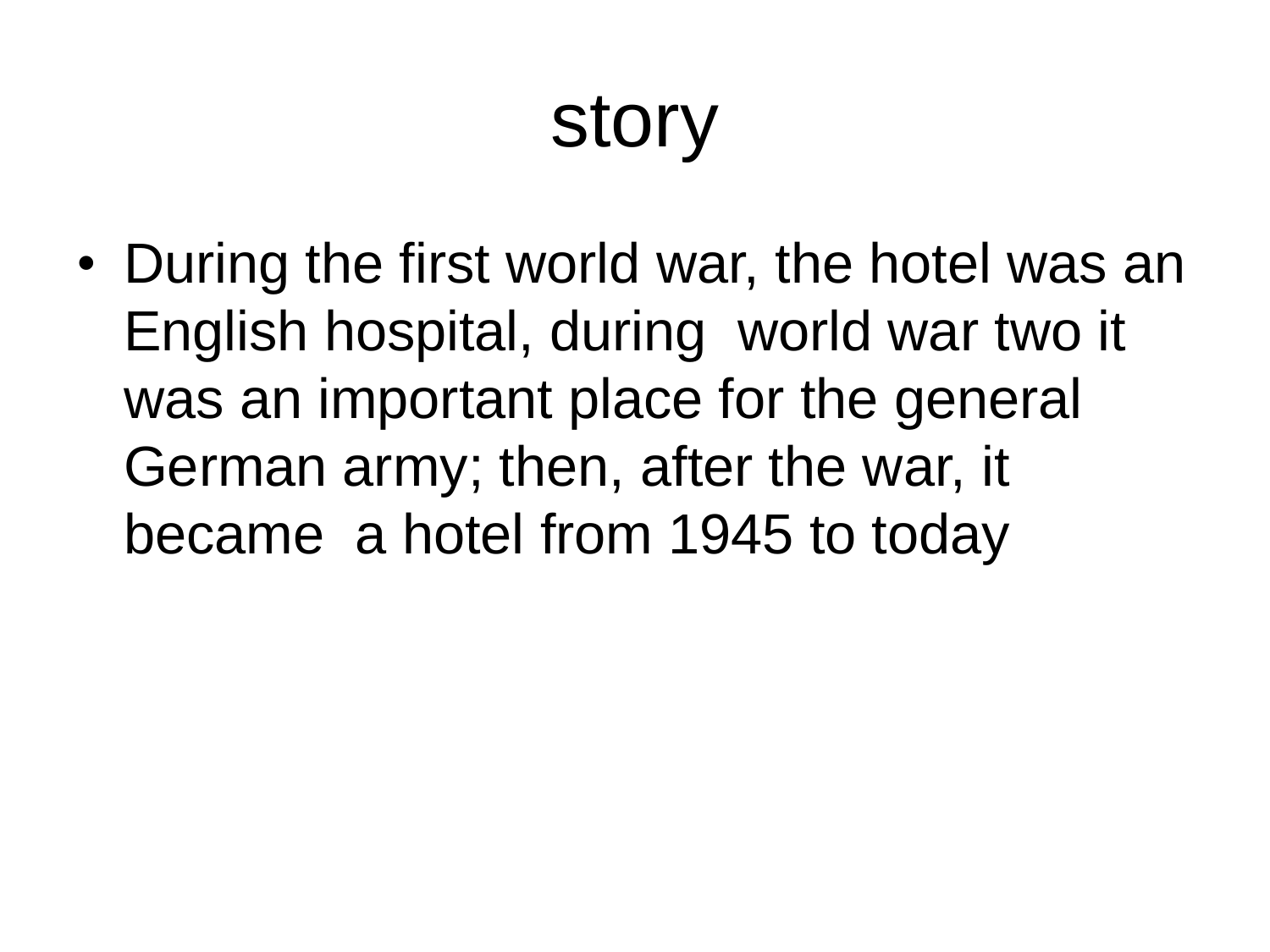# story

- During the first world war, the hotel was an English hospital, during world war two it was an important place for the general German army; then, after the war, it became a hotel from 1945 to today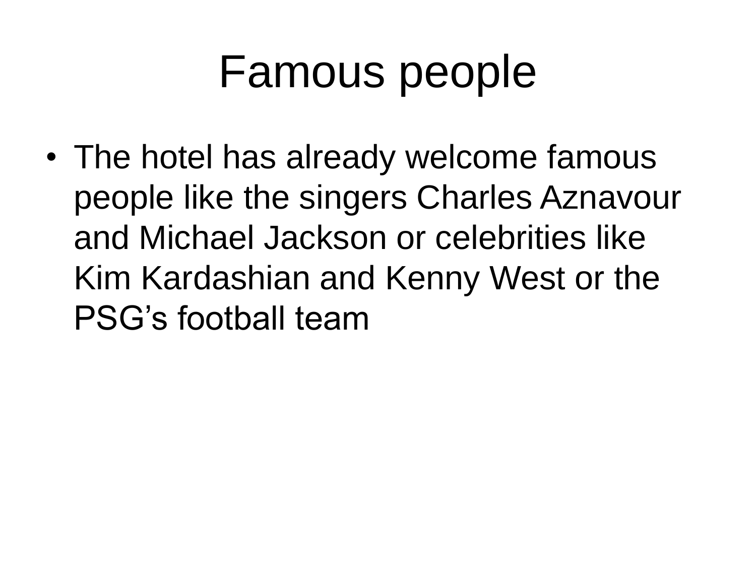# Famous people

- The hotel has already welcome famous people like the singers Charles Aznavour and Michael Jackson or celebrities like Kim Kardashian and Kenny West or the PSG’s football team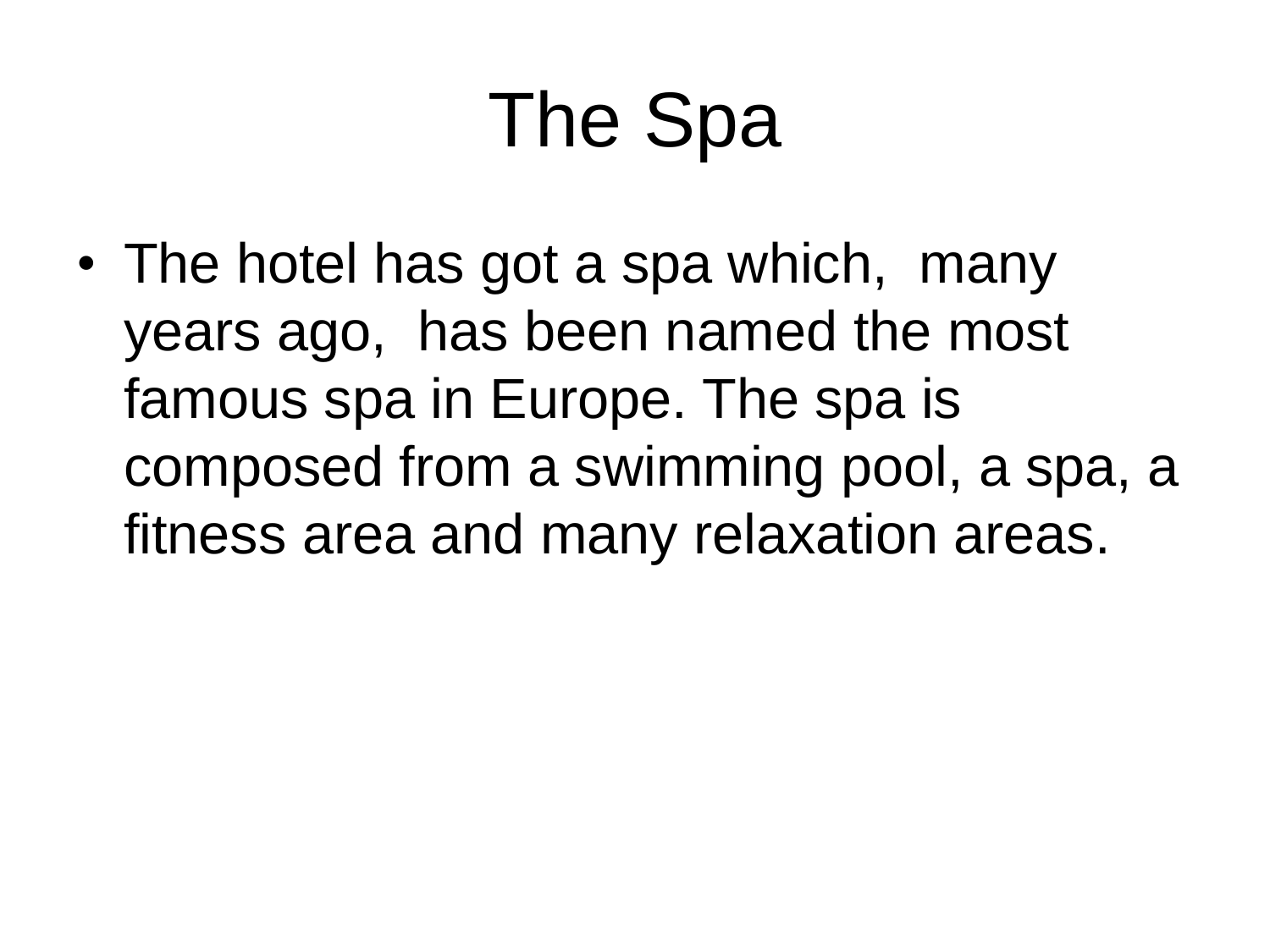# The Spa

- The hotel has got a spa which, many years ago, has been named the most famous spa in Europe. The spa is composed from a swimming pool, a spa, a fitness area and many relaxation areas.